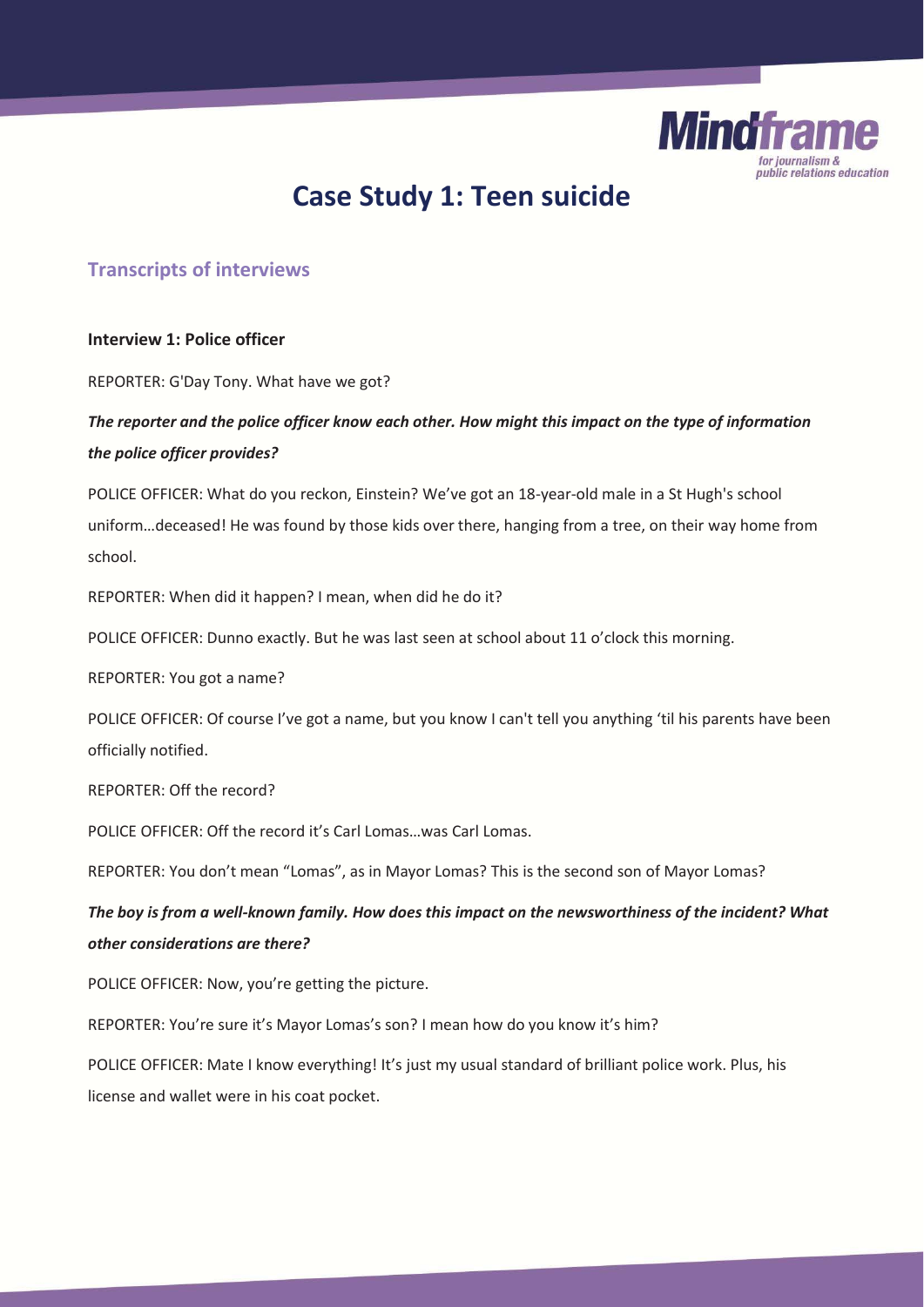# Case Study 1: Teen suicide

## Transcripts of interviews

**Interview 1: Police officer**

REPORTER: G'Day Tony. What have we got?

***The reporter and the police officer know each other. How might this impact on the type of information the police officer provides?***

POLICE OFFICER: What do you reckon, Einstein? We've got an 18-year-old male in a St Hugh's school uniform…deceased! He was found by those kids over there, hanging from a tree, on their way home from school.

REPORTER: When did it happen? I mean, when did he do it?

POLICE OFFICER: Dunno exactly. But he was last seen at school about 11 o'clock this morning.

REPORTER: You got a name?

POLICE OFFICER: Of course I've got a name, but you know I can't tell you anything 'til his parents have been officially notified.

REPORTER: Off the record?

POLICE OFFICER: Off the record it's Carl Lomas…was Carl Lomas.

REPORTER: You don't mean "Lomas", as in Mayor Lomas? This is the second son of Mayor Lomas?

***The boy is from a well-known family. How does this impact on the newsworthiness of the incident? What other considerations are there?***

POLICE OFFICER: Now, you're getting the picture.

REPORTER: You're sure it's Mayor Lomas's son? I mean how do you know it's him?

POLICE OFFICER: Mate I know everything! It's just my usual standard of brilliant police work. Plus, his license and wallet were in his coat pocket.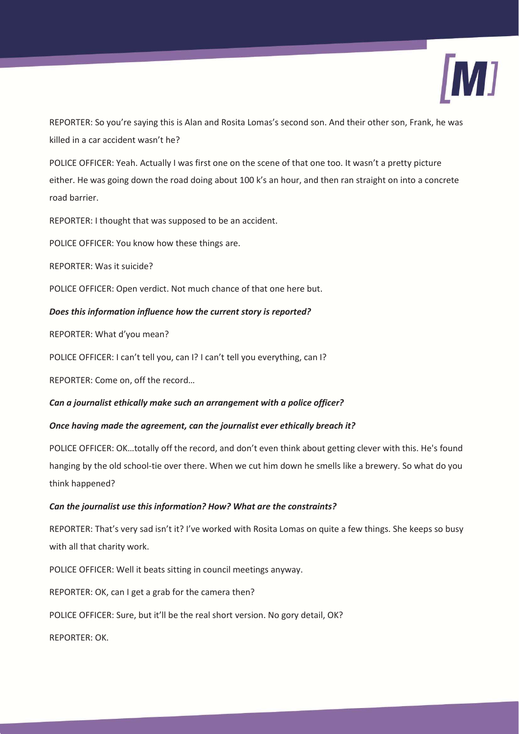REPORTER: So you're saying this is Alan and Rosita Lomas's second son. And their other son, Frank, he was killed in a car accident wasn't he?

POLICE OFFICER: Yeah. Actually I was first one on the scene of that one too. It wasn't a pretty picture either. He was going down the road doing about 100 k's an hour, and then ran straight on into a concrete road barrier.

REPORTER: I thought that was supposed to be an accident.

POLICE OFFICER: You know how these things are.

REPORTER: Was it suicide?

POLICE OFFICER: Open verdict. Not much chance of that one here but.

***Does this information influence how the current story is reported?***

REPORTER: What d'you mean?

POLICE OFFICER: I can't tell you, can I? I can't tell you everything, can I?

REPORTER: Come on, off the record…

***Can a journalist ethically make such an arrangement with a police officer?***

***Once having made the agreement, can the journalist ever ethically breach it?***

POLICE OFFICER: OK…totally off the record, and don't even think about getting clever with this. He's found hanging by the old school-tie over there. When we cut him down he smells like a brewery. So what do you think happened?

***Can the journalist use this information? How? What are the constraints?***

REPORTER: That's very sad isn't it? I've worked with Rosita Lomas on quite a few things. She keeps so busy with all that charity work.

POLICE OFFICER: Well it beats sitting in council meetings anyway.

REPORTER: OK, can I get a grab for the camera then?

POLICE OFFICER: Sure, but it'll be the real short version. No gory detail, OK?

REPORTER: OK.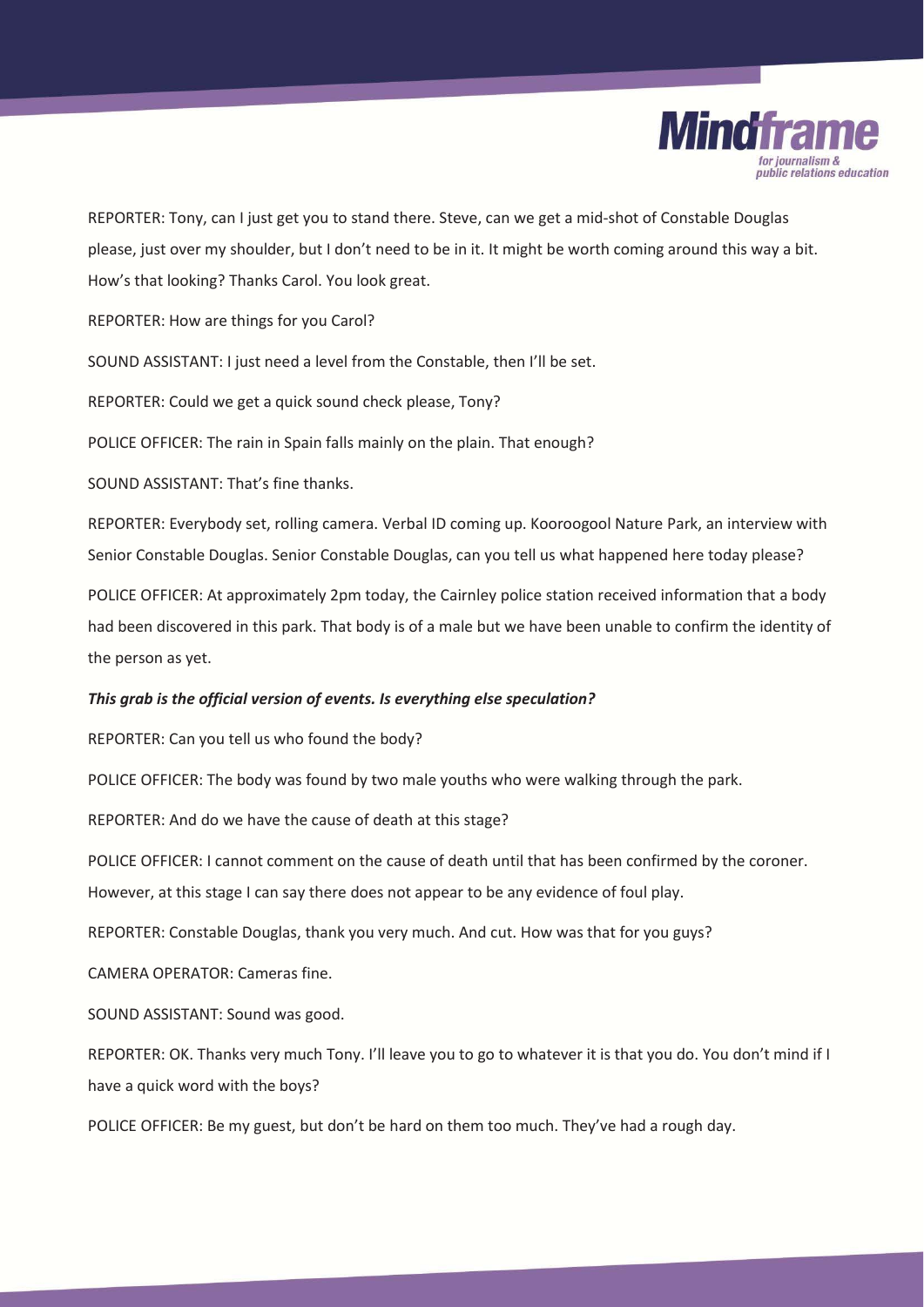REPORTER: Tony, can I just get you to stand there. Steve, can we get a mid-shot of Constable Douglas please, just over my shoulder, but I don't need to be in it. It might be worth coming around this way a bit. How's that looking? Thanks Carol. You look great.

REPORTER: How are things for you Carol?

SOUND ASSISTANT: I just need a level from the Constable, then I'll be set.

REPORTER: Could we get a quick sound check please, Tony?

POLICE OFFICER: The rain in Spain falls mainly on the plain. That enough?

SOUND ASSISTANT: That's fine thanks.

REPORTER: Everybody set, rolling camera. Verbal ID coming up. Kooroogool Nature Park, an interview with Senior Constable Douglas. Senior Constable Douglas, can you tell us what happened here today please?

POLICE OFFICER: At approximately 2pm today, the Cairnley police station received information that a body had been discovered in this park. That body is of a male but we have been unable to confirm the identity of the person as yet.

***This grab is the official version of events. Is everything else speculation?***

REPORTER: Can you tell us who found the body?

POLICE OFFICER: The body was found by two male youths who were walking through the park.

REPORTER: And do we have the cause of death at this stage?

POLICE OFFICER: I cannot comment on the cause of death until that has been confirmed by the coroner. However, at this stage I can say there does not appear to be any evidence of foul play.

REPORTER: Constable Douglas, thank you very much. And cut. How was that for you guys?

CAMERA OPERATOR: Cameras fine.

SOUND ASSISTANT: Sound was good.

REPORTER: OK. Thanks very much Tony. I'll leave you to go to whatever it is that you do. You don't mind if I have a quick word with the boys?

POLICE OFFICER: Be my guest, but don't be hard on them too much. They've had a rough day.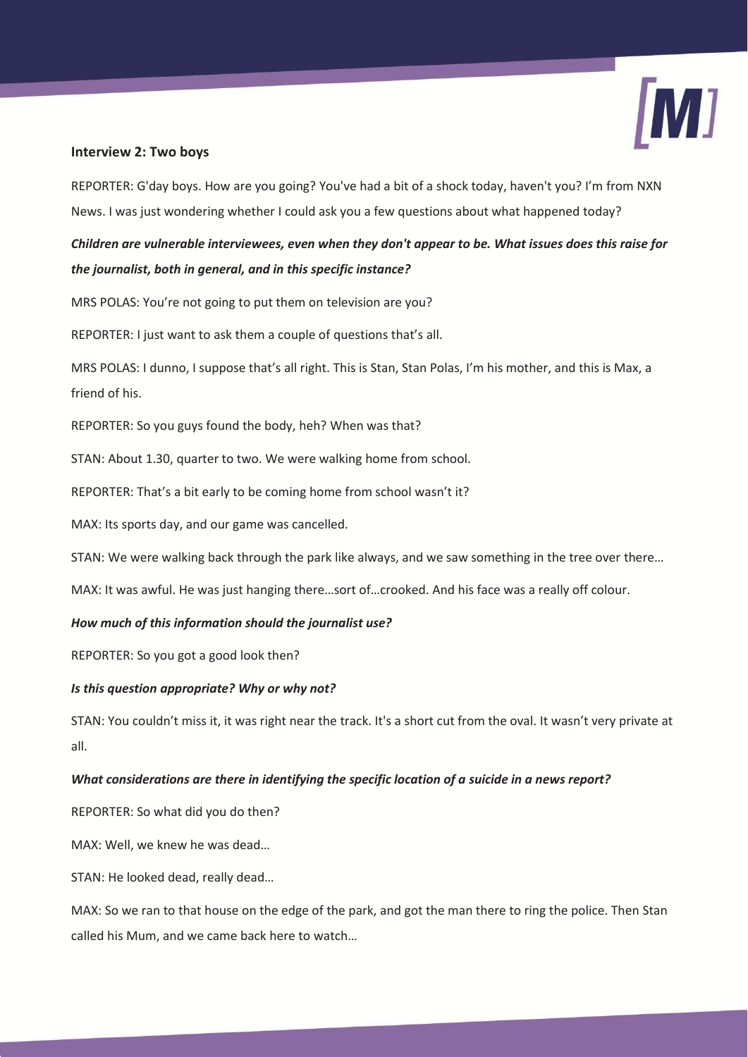### Interview 2: Two boys

REPORTER: G'day boys. How are you going? You've had a bit of a shock today, haven't you? I'm from NXN News. I was just wondering whether I could ask you a few questions about what happened today?

***Children are vulnerable interviewees, even when they don't appear to be. What issues does this raise for the journalist, both in general, and in this specific instance?***

MRS POLAS: You're not going to put them on television are you?

REPORTER: I just want to ask them a couple of questions that's all.

MRS POLAS: I dunno, I suppose that's all right. This is Stan, Stan Polas, I'm his mother, and this is Max, a friend of his.

REPORTER: So you guys found the body, heh? When was that?

STAN: About 1.30, quarter to two. We were walking home from school.

REPORTER: That's a bit early to be coming home from school wasn't it?

MAX: Its sports day, and our game was cancelled.

STAN: We were walking back through the park like always, and we saw something in the tree over there…

MAX: It was awful. He was just hanging there…sort of…crooked. And his face was a really off colour.

***How much of this information should the journalist use?***

REPORTER: So you got a good look then?

***Is this question appropriate? Why or why not?***

STAN: You couldn't miss it, it was right near the track. It's a short cut from the oval. It wasn't very private at all.

***What considerations are there in identifying the specific location of a suicide in a news report?***

REPORTER: So what did you do then?

MAX: Well, we knew he was dead…

STAN: He looked dead, really dead…

MAX: So we ran to that house on the edge of the park, and got the man there to ring the police. Then Stan called his Mum, and we came back here to watch…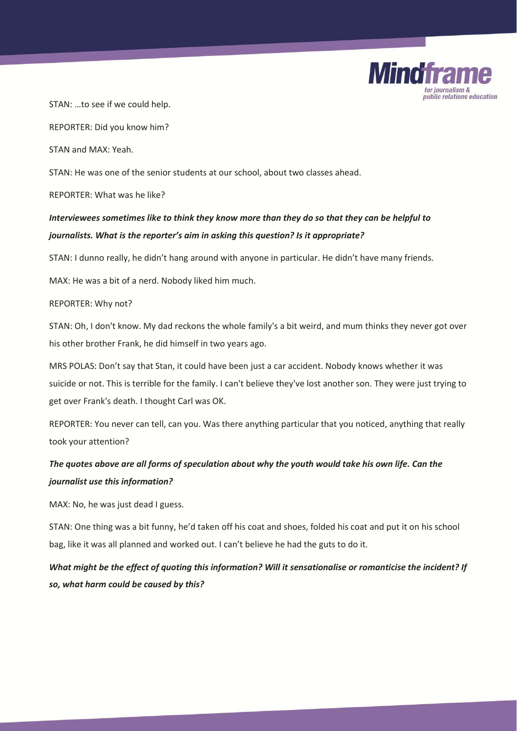STAN: …to see if we could help.

REPORTER: Did you know him?

STAN and MAX: Yeah.

STAN: He was one of the senior students at our school, about two classes ahead.

REPORTER: What was he like?

***Interviewees sometimes like to think they know more than they do so that they can be helpful to journalists. What is the reporter's aim in asking this question? Is it appropriate?***

STAN: I dunno really, he didn't hang around with anyone in particular. He didn't have many friends.

MAX: He was a bit of a nerd. Nobody liked him much.

REPORTER: Why not?

STAN: Oh, I don't know. My dad reckons the whole family's a bit weird, and mum thinks they never got over his other brother Frank, he did himself in two years ago.

MRS POLAS: Don't say that Stan, it could have been just a car accident. Nobody knows whether it was suicide or not. This is terrible for the family. I can't believe they've lost another son. They were just trying to get over Frank's death. I thought Carl was OK.

REPORTER: You never can tell, can you. Was there anything particular that you noticed, anything that really took your attention?

***The quotes above are all forms of speculation about why the youth would take his own life. Can the journalist use this information?***

MAX: No, he was just dead I guess.

STAN: One thing was a bit funny, he'd taken off his coat and shoes, folded his coat and put it on his school bag, like it was all planned and worked out. I can't believe he had the guts to do it.

***What might be the effect of quoting this information? Will it sensationalise or romanticise the incident? If so, what harm could be caused by this?***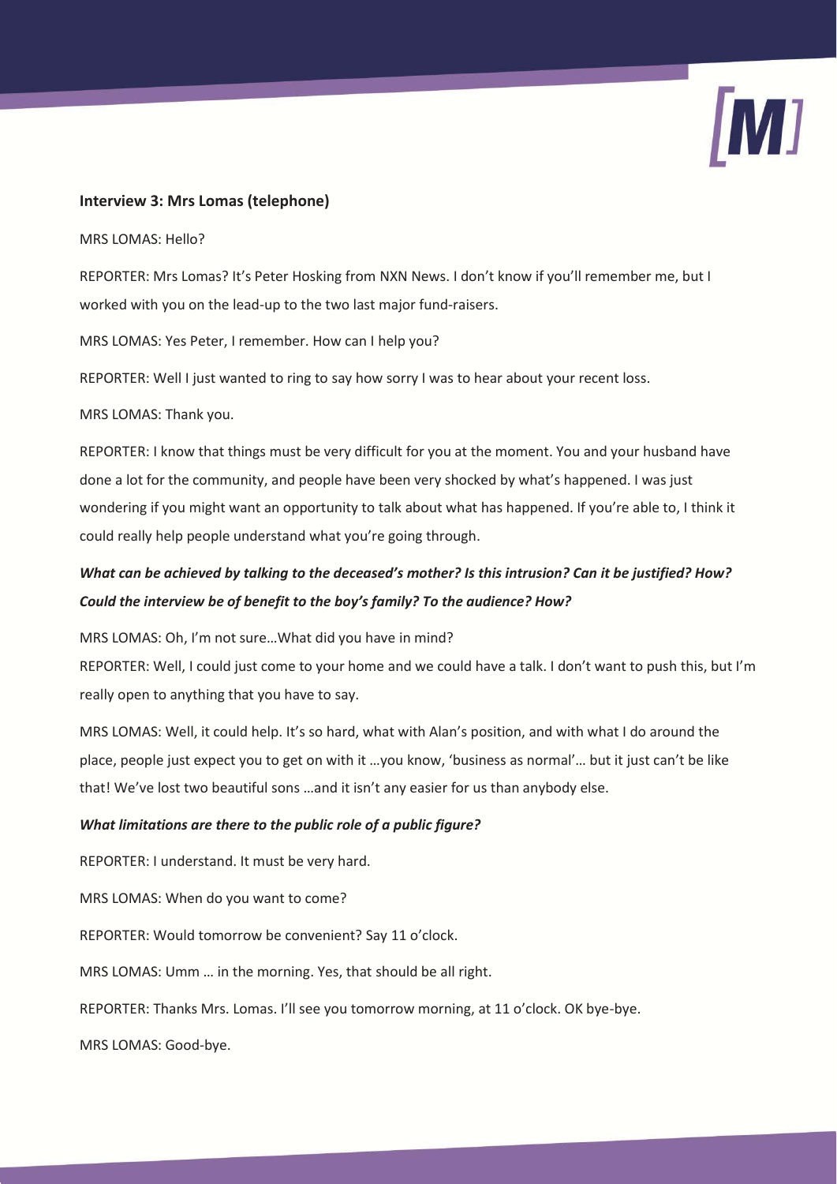### Interview 3: Mrs Lomas (telephone)

MRS LOMAS: Hello?

REPORTER: Mrs Lomas? It's Peter Hosking from NXN News. I don't know if you'll remember me, but I worked with you on the lead-up to the two last major fund-raisers.

MRS LOMAS: Yes Peter, I remember. How can I help you?

REPORTER: Well I just wanted to ring to say how sorry I was to hear about your recent loss.

MRS LOMAS: Thank you.

REPORTER: I know that things must be very difficult for you at the moment. You and your husband have done a lot for the community, and people have been very shocked by what's happened. I was just wondering if you might want an opportunity to talk about what has happened. If you're able to, I think it could really help people understand what you're going through.

***What can be achieved by talking to the deceased's mother? Is this intrusion? Can it be justified? How? Could the interview be of benefit to the boy's family? To the audience? How?***

MRS LOMAS: Oh, I'm not sure…What did you have in mind?

REPORTER: Well, I could just come to your home and we could have a talk. I don't want to push this, but I'm really open to anything that you have to say.

MRS LOMAS: Well, it could help. It's so hard, what with Alan's position, and with what I do around the place, people just expect you to get on with it …you know, 'business as normal'… but it just can't be like that! We've lost two beautiful sons …and it isn't any easier for us than anybody else.

***What limitations are there to the public role of a public figure?***

REPORTER: I understand. It must be very hard.

MRS LOMAS: When do you want to come?

REPORTER: Would tomorrow be convenient? Say 11 o'clock.

MRS LOMAS: Umm … in the morning. Yes, that should be all right.

REPORTER: Thanks Mrs. Lomas. I'll see you tomorrow morning, at 11 o'clock. OK bye-bye.

MRS LOMAS: Good-bye.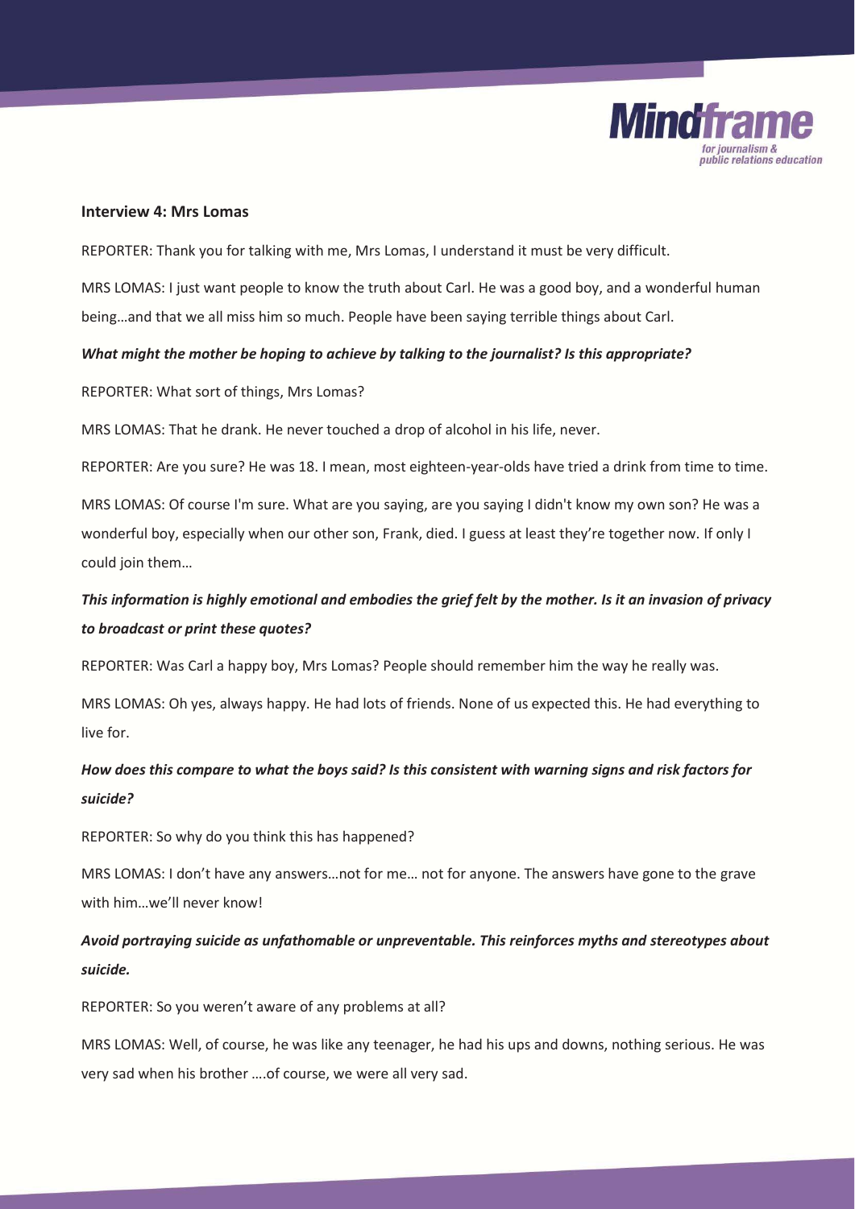## Interview 4: Mrs Lomas

REPORTER: Thank you for talking with me, Mrs Lomas, I understand it must be very difficult.

MRS LOMAS: I just want people to know the truth about Carl. He was a good boy, and a wonderful human being…and that we all miss him so much. People have been saying terrible things about Carl.

***What might the mother be hoping to achieve by talking to the journalist? Is this appropriate?***

REPORTER: What sort of things, Mrs Lomas?

MRS LOMAS: That he drank. He never touched a drop of alcohol in his life, never.

REPORTER: Are you sure? He was 18. I mean, most eighteen-year-olds have tried a drink from time to time.

MRS LOMAS: Of course I'm sure. What are you saying, are you saying I didn't know my own son? He was a wonderful boy, especially when our other son, Frank, died. I guess at least they're together now. If only I could join them…

***This information is highly emotional and embodies the grief felt by the mother. Is it an invasion of privacy to broadcast or print these quotes?***

REPORTER: Was Carl a happy boy, Mrs Lomas? People should remember him the way he really was.

MRS LOMAS: Oh yes, always happy. He had lots of friends. None of us expected this. He had everything to live for.

***How does this compare to what the boys said? Is this consistent with warning signs and risk factors for suicide?***

REPORTER: So why do you think this has happened?

MRS LOMAS: I don't have any answers…not for me… not for anyone. The answers have gone to the grave with him…we'll never know!

***Avoid portraying suicide as unfathomable or unpreventable. This reinforces myths and stereotypes about suicide.***

REPORTER: So you weren't aware of any problems at all?

MRS LOMAS: Well, of course, he was like any teenager, he had his ups and downs, nothing serious. He was very sad when his brother ….of course, we were all very sad.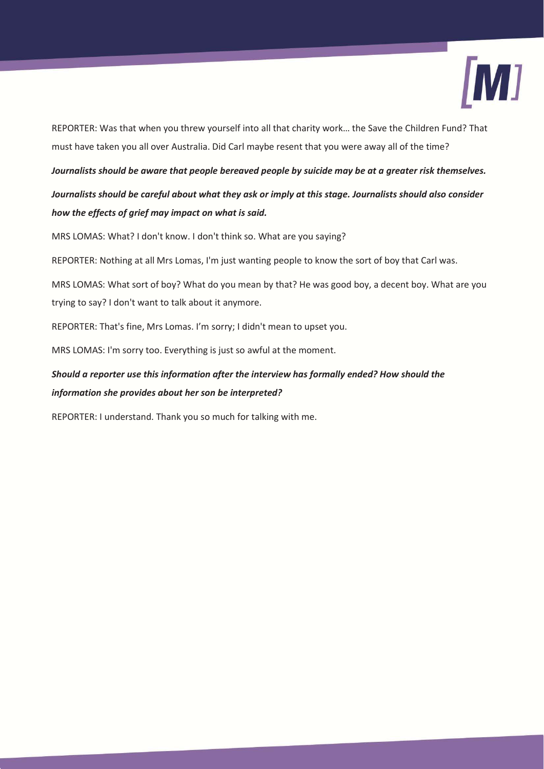REPORTER: Was that when you threw yourself into all that charity work… the Save the Children Fund? That must have taken you all over Australia. Did Carl maybe resent that you were away all of the time?

***Journalists should be aware that people bereaved people by suicide may be at a greater risk themselves.***

***Journalists should be careful about what they ask or imply at this stage. Journalists should also consider how the effects of grief may impact on what is said.***

MRS LOMAS: What? I don't know. I don't think so. What are you saying?

REPORTER: Nothing at all Mrs Lomas, I'm just wanting people to know the sort of boy that Carl was.

MRS LOMAS: What sort of boy? What do you mean by that? He was good boy, a decent boy. What are you trying to say? I don't want to talk about it anymore.

REPORTER: That's fine, Mrs Lomas. I'm sorry; I didn't mean to upset you.

MRS LOMAS: I'm sorry too. Everything is just so awful at the moment.

***Should a reporter use this information after the interview has formally ended? How should the information she provides about her son be interpreted?***

REPORTER: I understand. Thank you so much for talking with me.